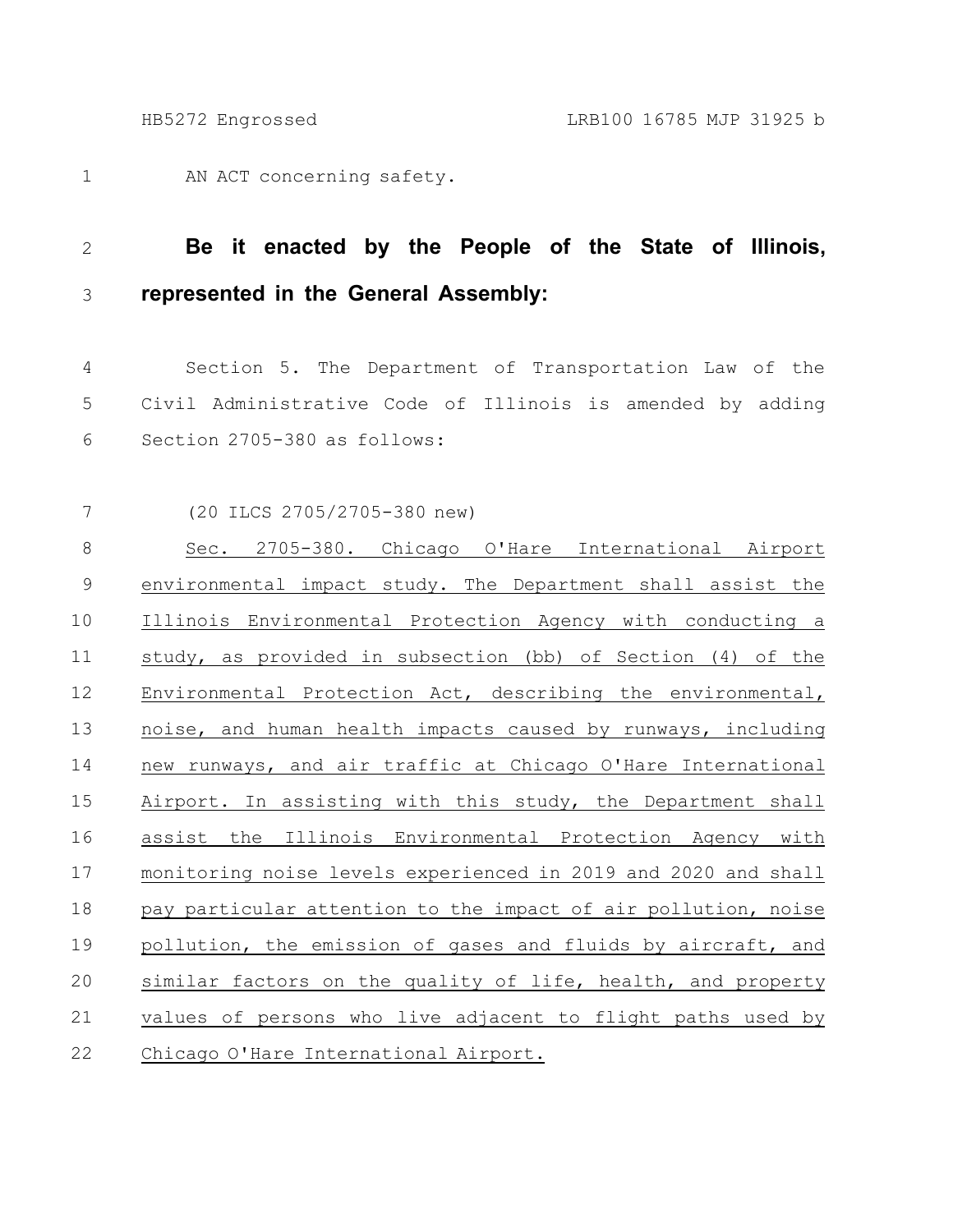AN ACT concerning safety.

**Be it enacted by the People of the State of Illinois, represented in the General Assembly:**

Section 5. The Department of Transportation Law of the Civil Administrative Code of Illinois is amended by adding Section 2705-380 as follows:

(20 ILCS 2705/2705-380 new)

Sec. 2705-380. Chicago O'Hare International Airport environmental impact study. The Department shall assist the Illinois Environmental Protection Agency with conducting a study, as provided in subsection (bb) of Section (4) of the Environmental Protection Act, describing the environmental, noise, and human health impacts caused by runways, including new runways, and air traffic at Chicago O'Hare International Airport. In assisting with this study, the Department shall assist the Illinois Environmental Protection Agency with monitoring noise levels experienced in 2019 and 2020 and shall pay particular attention to the impact of air pollution, noise pollution, the emission of gases and fluids by aircraft, and similar factors on the quality of life, health, and property values of persons who live adjacent to flight paths used by Chicago O'Hare International Airport.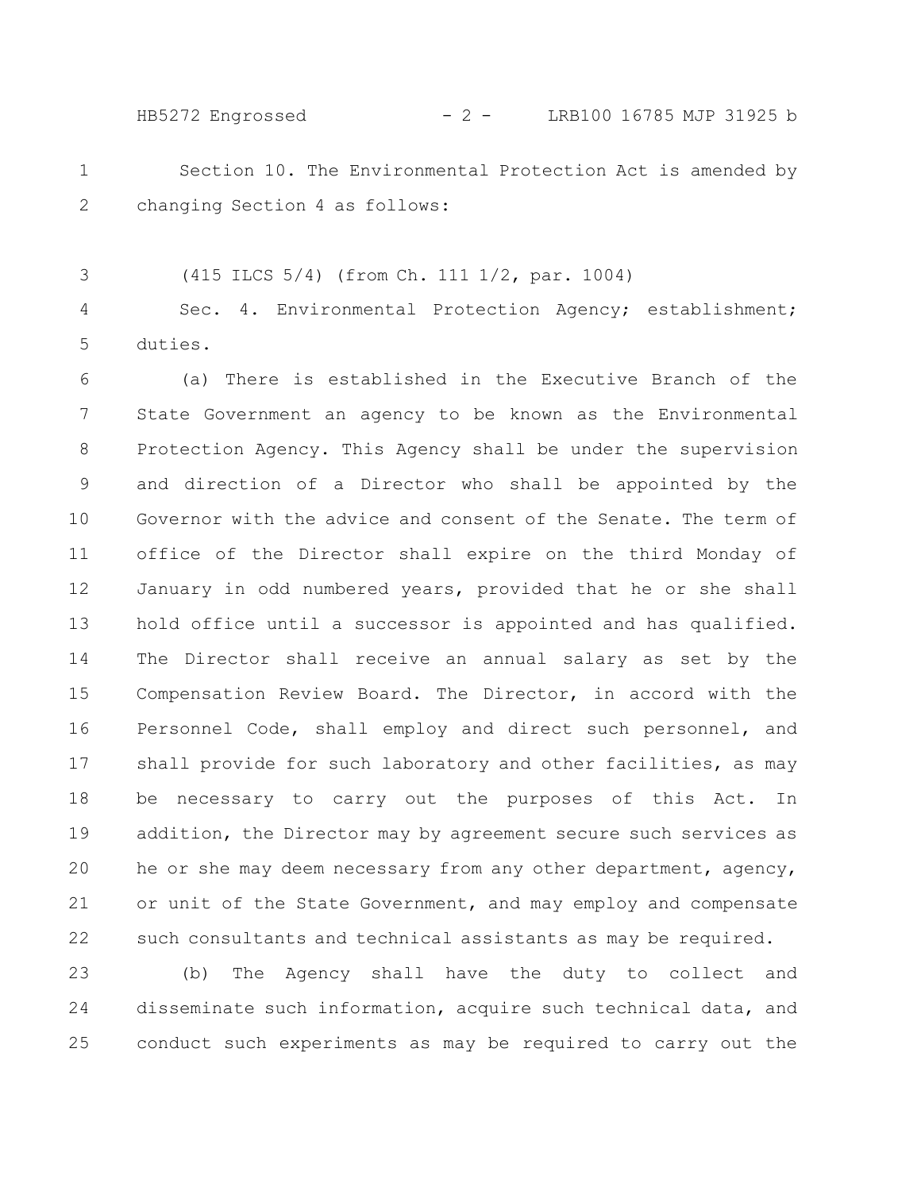Section 10. The Environmental Protection Act is amended by changing Section 4 as follows:

(415 ILCS 5/4) (from Ch. 111 1/2, par. 1004)

Sec. 4. Environmental Protection Agency; establishment; duties.

(a) There is established in the Executive Branch of the State Government an agency to be known as the Environmental Protection Agency. This Agency shall be under the supervision and direction of a Director who shall be appointed by the Governor with the advice and consent of the Senate. The term of office of the Director shall expire on the third Monday of January in odd numbered years, provided that he or she shall hold office until a successor is appointed and has qualified. The Director shall receive an annual salary as set by the Compensation Review Board. The Director, in accord with the Personnel Code, shall employ and direct such personnel, and shall provide for such laboratory and other facilities, as may be necessary to carry out the purposes of this Act. In addition, the Director may by agreement secure such services as he or she may deem necessary from any other department, agency, or unit of the State Government, and may employ and compensate such consultants and technical assistants as may be required.

(b) The Agency shall have the duty to collect and disseminate such information, acquire such technical data, and conduct such experiments as may be required to carry out the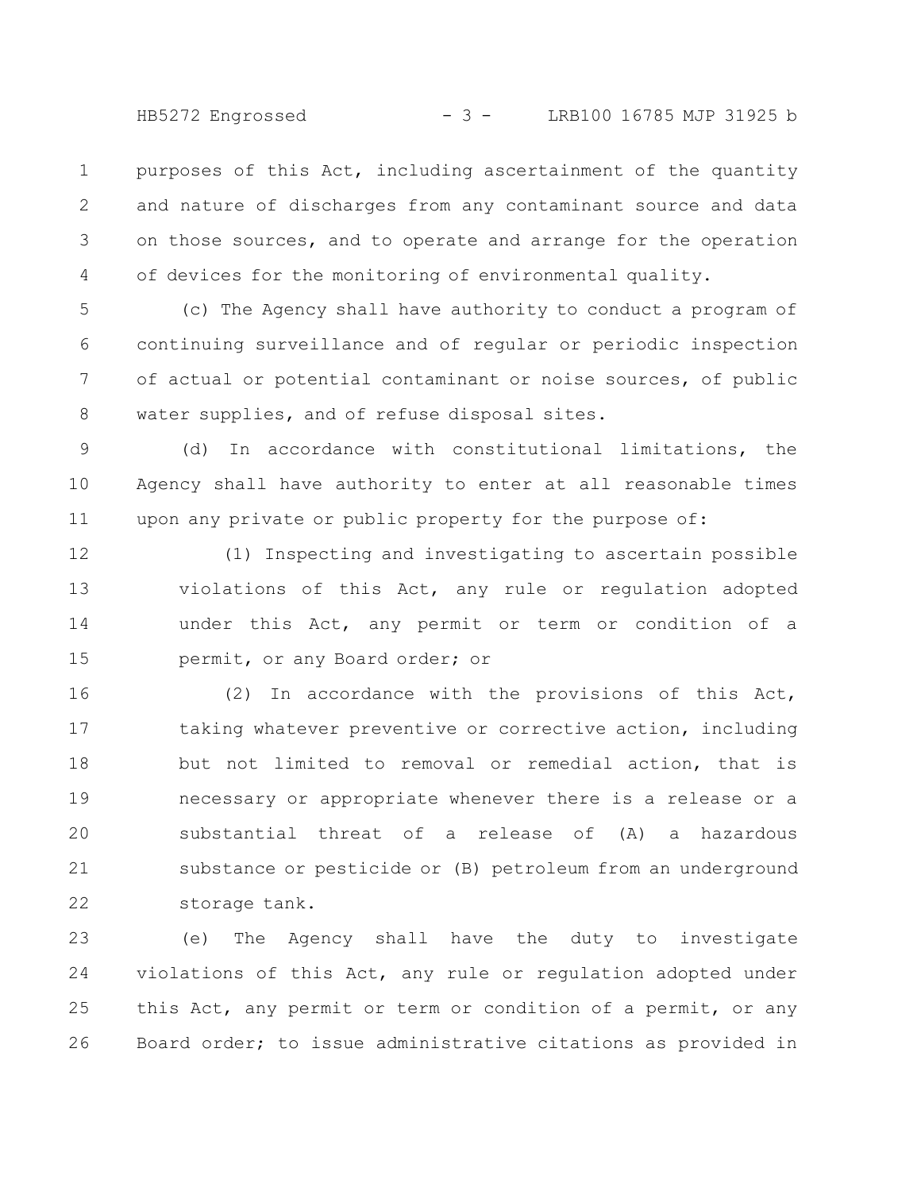purposes of this Act, including ascertainment of the quantity and nature of discharges from any contaminant source and data on those sources, and to operate and arrange for the operation of devices for the monitoring of environmental quality.

(c) The Agency shall have authority to conduct a program of continuing surveillance and of regular or periodic inspection of actual or potential contaminant or noise sources, of public water supplies, and of refuse disposal sites.

(d) In accordance with constitutional limitations, the Agency shall have authority to enter at all reasonable times upon any private or public property for the purpose of:

(1) Inspecting and investigating to ascertain possible violations of this Act, any rule or regulation adopted under this Act, any permit or term or condition of a permit, or any Board order; or

(2) In accordance with the provisions of this Act, taking whatever preventive or corrective action, including but not limited to removal or remedial action, that is necessary or appropriate whenever there is a release or a substantial threat of a release of (A) a hazardous substance or pesticide or (B) petroleum from an underground storage tank.

(e) The Agency shall have the duty to investigate violations of this Act, any rule or regulation adopted under this Act, any permit or term or condition of a permit, or any Board order; to issue administrative citations as provided in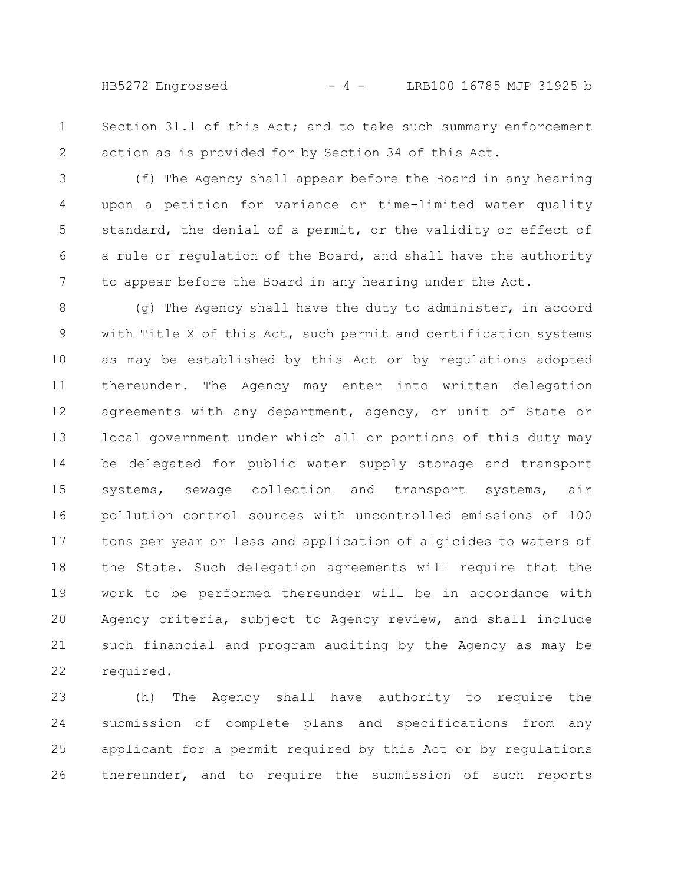Section 31.1 of this Act; and to take such summary enforcement action as is provided for by Section 34 of this Act.

(f) The Agency shall appear before the Board in any hearing upon a petition for variance or time-limited water quality standard, the denial of a permit, or the validity or effect of a rule or regulation of the Board, and shall have the authority to appear before the Board in any hearing under the Act.

(g) The Agency shall have the duty to administer, in accord with Title X of this Act, such permit and certification systems as may be established by this Act or by regulations adopted thereunder. The Agency may enter into written delegation agreements with any department, agency, or unit of State or local government under which all or portions of this duty may be delegated for public water supply storage and transport systems, sewage collection and transport systems, air pollution control sources with uncontrolled emissions of 100 tons per year or less and application of algicides to waters of the State. Such delegation agreements will require that the work to be performed thereunder will be in accordance with Agency criteria, subject to Agency review, and shall include such financial and program auditing by the Agency as may be required.

(h) The Agency shall have authority to require the submission of complete plans and specifications from any applicant for a permit required by this Act or by regulations thereunder, and to require the submission of such reports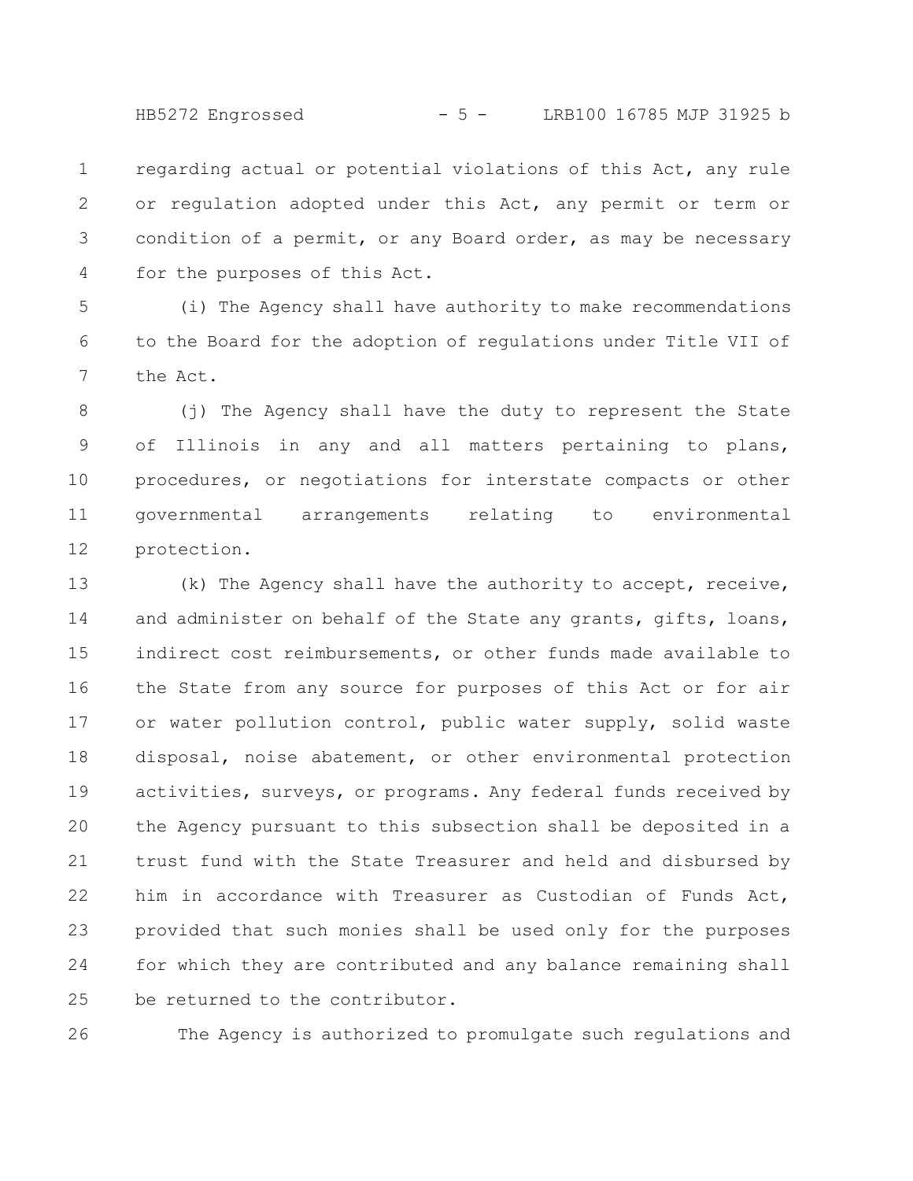regarding actual or potential violations of this Act, any rule or regulation adopted under this Act, any permit or term or condition of a permit, or any Board order, as may be necessary for the purposes of this Act.

(i) The Agency shall have authority to make recommendations to the Board for the adoption of regulations under Title VII of the Act.

(j) The Agency shall have the duty to represent the State of Illinois in any and all matters pertaining to plans, procedures, or negotiations for interstate compacts or other governmental arrangements relating to environmental protection.

(k) The Agency shall have the authority to accept, receive, and administer on behalf of the State any grants, gifts, loans, indirect cost reimbursements, or other funds made available to the State from any source for purposes of this Act or for air or water pollution control, public water supply, solid waste disposal, noise abatement, or other environmental protection activities, surveys, or programs. Any federal funds received by the Agency pursuant to this subsection shall be deposited in a trust fund with the State Treasurer and held and disbursed by him in accordance with Treasurer as Custodian of Funds Act, provided that such monies shall be used only for the purposes for which they are contributed and any balance remaining shall be returned to the contributor.

The Agency is authorized to promulgate such regulations and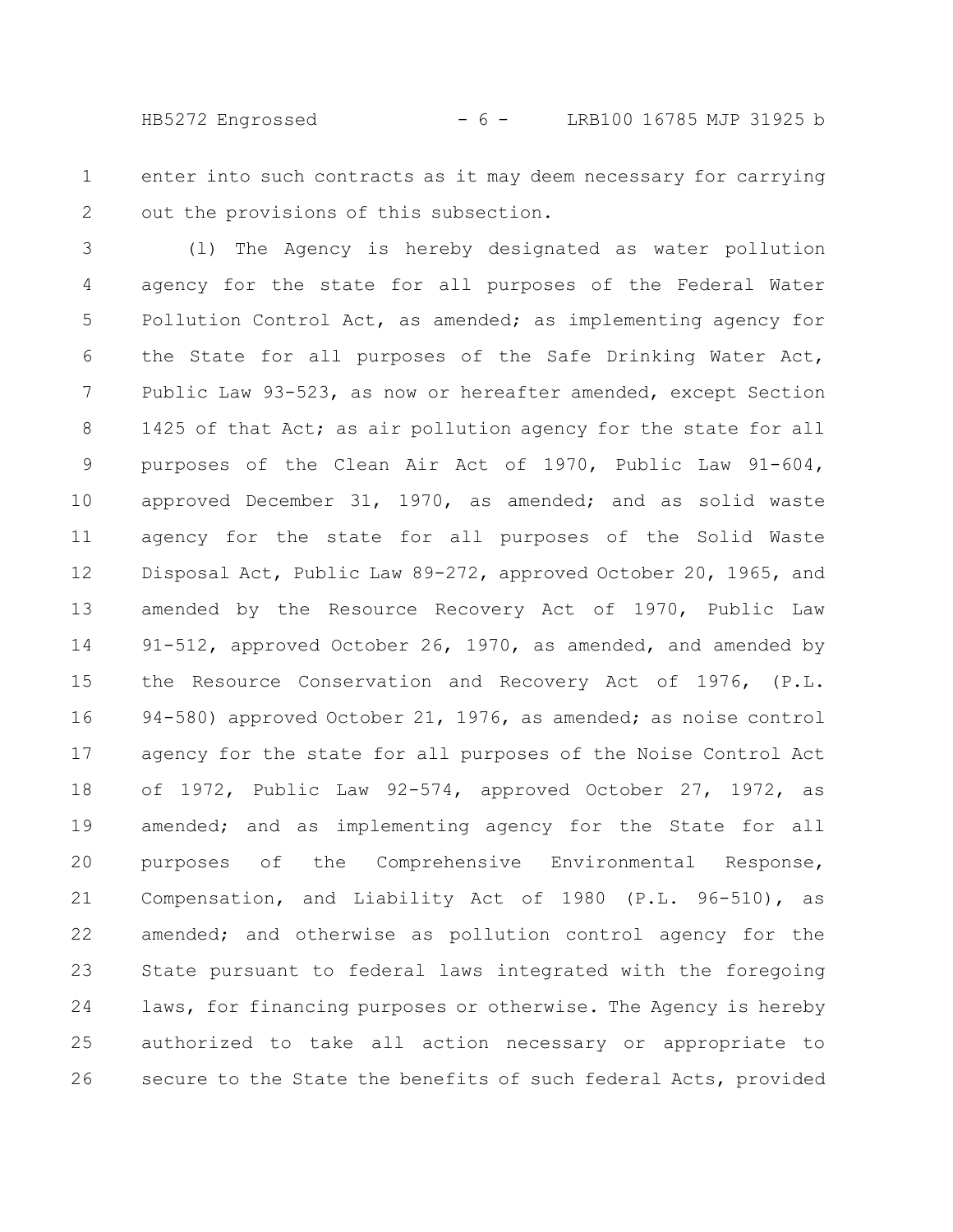enter into such contracts as it may deem necessary for carrying out the provisions of this subsection.

(l) The Agency is hereby designated as water pollution agency for the state for all purposes of the Federal Water Pollution Control Act, as amended; as implementing agency for the State for all purposes of the Safe Drinking Water Act, Public Law 93-523, as now or hereafter amended, except Section 1425 of that Act; as air pollution agency for the state for all purposes of the Clean Air Act of 1970, Public Law 91-604, approved December 31, 1970, as amended; and as solid waste agency for the state for all purposes of the Solid Waste Disposal Act, Public Law 89-272, approved October 20, 1965, and amended by the Resource Recovery Act of 1970, Public Law 91-512, approved October 26, 1970, as amended, and amended by the Resource Conservation and Recovery Act of 1976, (P.L. 94-580) approved October 21, 1976, as amended; as noise control agency for the state for all purposes of the Noise Control Act of 1972, Public Law 92-574, approved October 27, 1972, as amended; and as implementing agency for the State for all purposes of the Comprehensive Environmental Response, Compensation, and Liability Act of 1980 (P.L. 96-510), as amended; and otherwise as pollution control agency for the State pursuant to federal laws integrated with the foregoing laws, for financing purposes or otherwise. The Agency is hereby authorized to take all action necessary or appropriate to secure to the State the benefits of such federal Acts, provided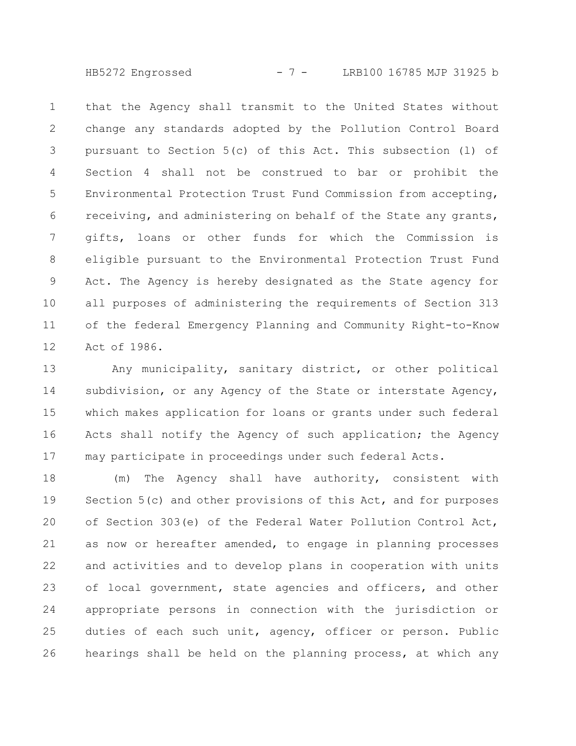that the Agency shall transmit to the United States without change any standards adopted by the Pollution Control Board pursuant to Section 5(c) of this Act. This subsection (l) of Section 4 shall not be construed to bar or prohibit the Environmental Protection Trust Fund Commission from accepting, receiving, and administering on behalf of the State any grants, gifts, loans or other funds for which the Commission is eligible pursuant to the Environmental Protection Trust Fund Act. The Agency is hereby designated as the State agency for all purposes of administering the requirements of Section 313 of the federal Emergency Planning and Community Right-to-Know Act of 1986.

Any municipality, sanitary district, or other political subdivision, or any Agency of the State or interstate Agency, which makes application for loans or grants under such federal Acts shall notify the Agency of such application; the Agency may participate in proceedings under such federal Acts.

(m) The Agency shall have authority, consistent with Section 5(c) and other provisions of this Act, and for purposes of Section 303(e) of the Federal Water Pollution Control Act, as now or hereafter amended, to engage in planning processes and activities and to develop plans in cooperation with units of local government, state agencies and officers, and other appropriate persons in connection with the jurisdiction or duties of each such unit, agency, officer or person. Public hearings shall be held on the planning process, at which any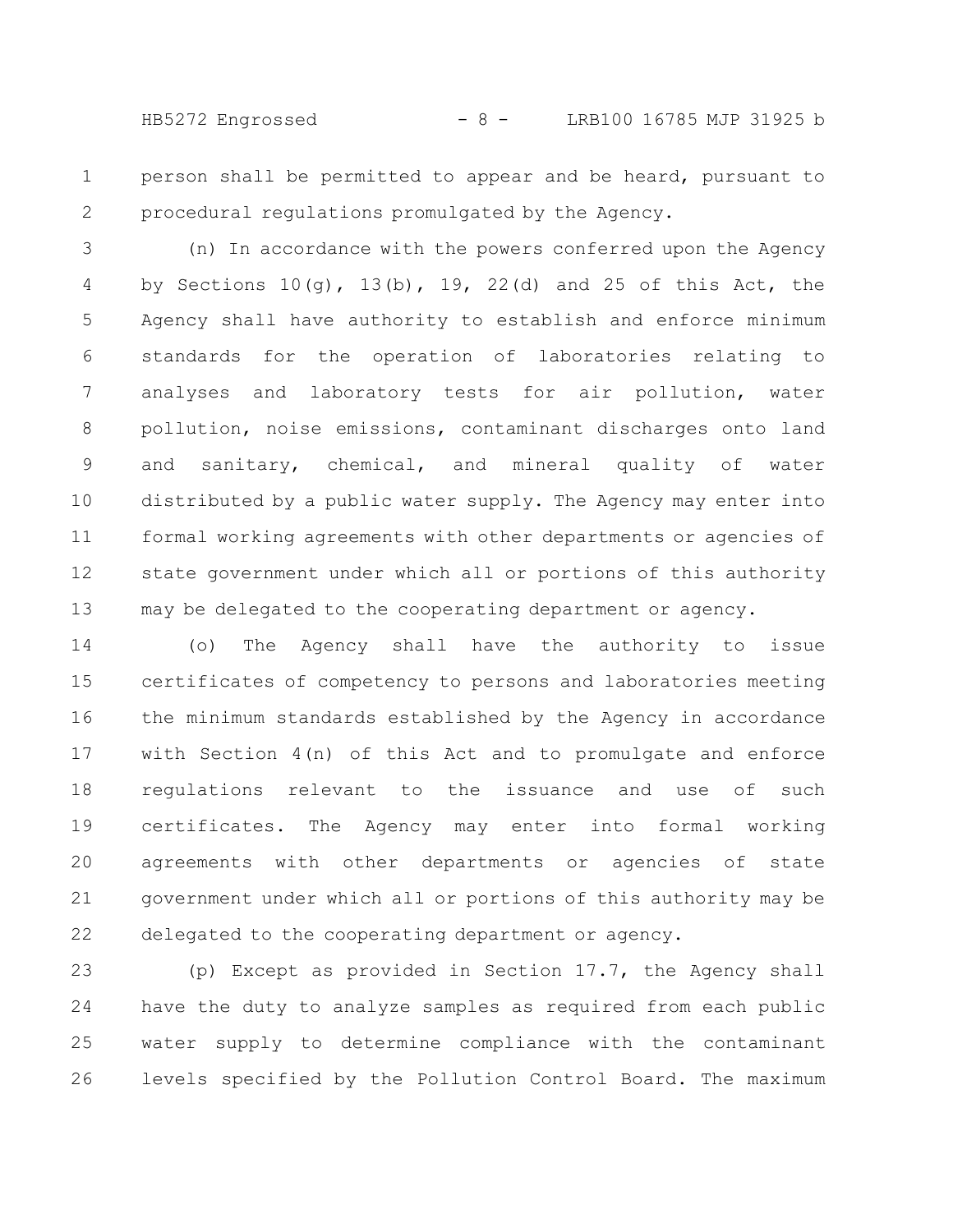person shall be permitted to appear and be heard, pursuant to procedural regulations promulgated by the Agency.

(n) In accordance with the powers conferred upon the Agency by Sections 10(g), 13(b), 19, 22(d) and 25 of this Act, the Agency shall have authority to establish and enforce minimum standards for the operation of laboratories relating to analyses and laboratory tests for air pollution, water pollution, noise emissions, contaminant discharges onto land and sanitary, chemical, and mineral quality of water distributed by a public water supply. The Agency may enter into formal working agreements with other departments or agencies of state government under which all or portions of this authority may be delegated to the cooperating department or agency.

(o) The Agency shall have the authority to issue certificates of competency to persons and laboratories meeting the minimum standards established by the Agency in accordance with Section 4(n) of this Act and to promulgate and enforce regulations relevant to the issuance and use of such certificates. The Agency may enter into formal working agreements with other departments or agencies of state government under which all or portions of this authority may be delegated to the cooperating department or agency.

(p) Except as provided in Section 17.7, the Agency shall have the duty to analyze samples as required from each public water supply to determine compliance with the contaminant levels specified by the Pollution Control Board. The maximum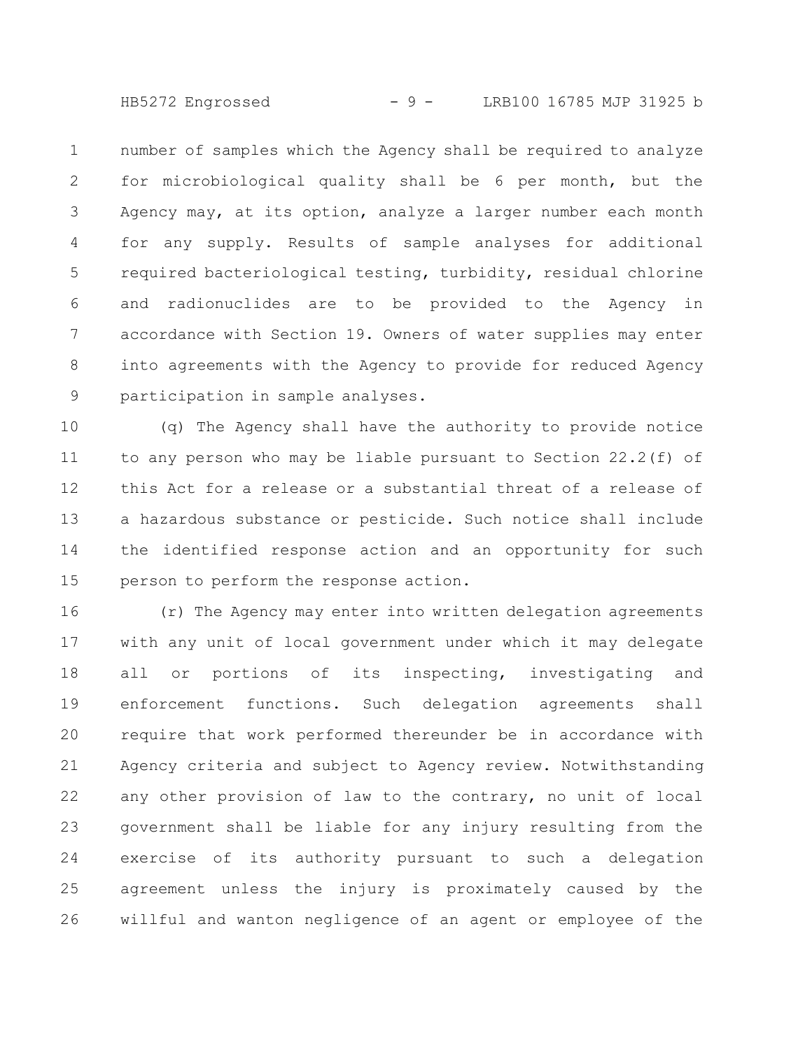number of samples which the Agency shall be required to analyze for microbiological quality shall be 6 per month, but the Agency may, at its option, analyze a larger number each month for any supply. Results of sample analyses for additional required bacteriological testing, turbidity, residual chlorine and radionuclides are to be provided to the Agency in accordance with Section 19. Owners of water supplies may enter into agreements with the Agency to provide for reduced Agency participation in sample analyses.

(q) The Agency shall have the authority to provide notice to any person who may be liable pursuant to Section 22.2(f) of this Act for a release or a substantial threat of a release of a hazardous substance or pesticide. Such notice shall include the identified response action and an opportunity for such person to perform the response action.

(r) The Agency may enter into written delegation agreements with any unit of local government under which it may delegate all or portions of its inspecting, investigating and enforcement functions. Such delegation agreements shall require that work performed thereunder be in accordance with Agency criteria and subject to Agency review. Notwithstanding any other provision of law to the contrary, no unit of local government shall be liable for any injury resulting from the exercise of its authority pursuant to such a delegation agreement unless the injury is proximately caused by the willful and wanton negligence of an agent or employee of the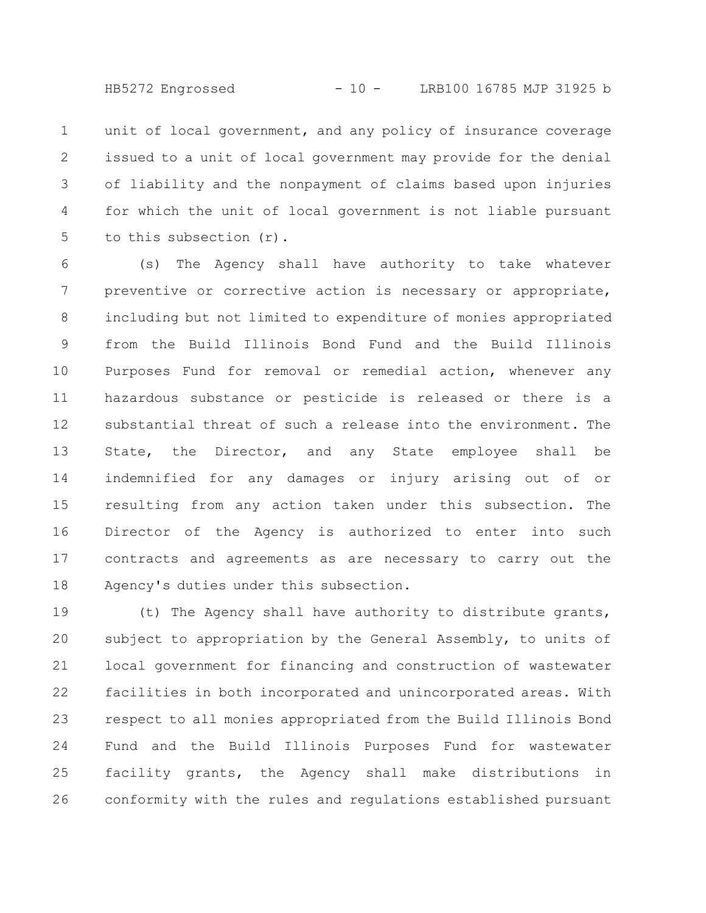unit of local government, and any policy of insurance coverage issued to a unit of local government may provide for the denial of liability and the nonpayment of claims based upon injuries for which the unit of local government is not liable pursuant to this subsection (r).

(s) The Agency shall have authority to take whatever preventive or corrective action is necessary or appropriate, including but not limited to expenditure of monies appropriated from the Build Illinois Bond Fund and the Build Illinois Purposes Fund for removal or remedial action, whenever any hazardous substance or pesticide is released or there is a substantial threat of such a release into the environment. The State, the Director, and any State employee shall be indemnified for any damages or injury arising out of or resulting from any action taken under this subsection. The Director of the Agency is authorized to enter into such contracts and agreements as are necessary to carry out the Agency's duties under this subsection.

(t) The Agency shall have authority to distribute grants, subject to appropriation by the General Assembly, to units of local government for financing and construction of wastewater facilities in both incorporated and unincorporated areas. With respect to all monies appropriated from the Build Illinois Bond Fund and the Build Illinois Purposes Fund for wastewater facility grants, the Agency shall make distributions in conformity with the rules and regulations established pursuant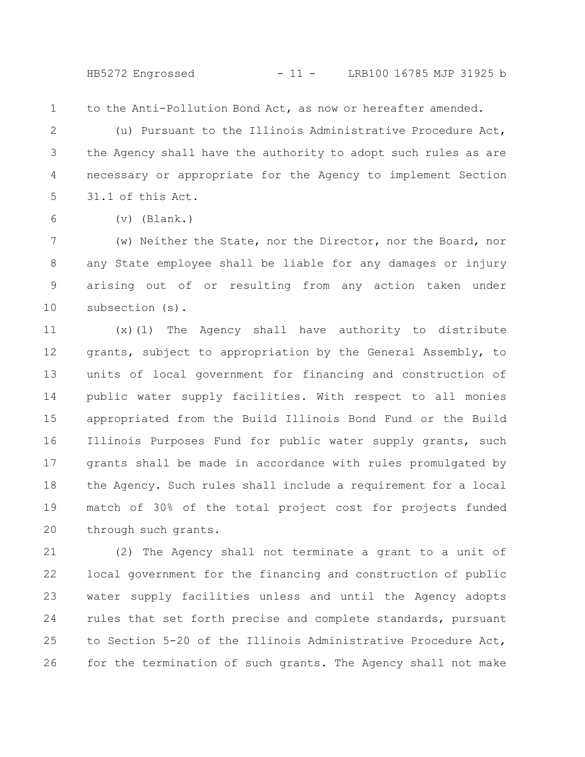to the Anti-Pollution Bond Act, as now or hereafter amended.

(u) Pursuant to the Illinois Administrative Procedure Act, the Agency shall have the authority to adopt such rules as are necessary or appropriate for the Agency to implement Section 31.1 of this Act.

(v) (Blank.)

(w) Neither the State, nor the Director, nor the Board, nor any State employee shall be liable for any damages or injury arising out of or resulting from any action taken under subsection (s).

(x)(1) The Agency shall have authority to distribute grants, subject to appropriation by the General Assembly, to units of local government for financing and construction of public water supply facilities. With respect to all monies appropriated from the Build Illinois Bond Fund or the Build Illinois Purposes Fund for public water supply grants, such grants shall be made in accordance with rules promulgated by the Agency. Such rules shall include a requirement for a local match of 30% of the total project cost for projects funded through such grants.

(2) The Agency shall not terminate a grant to a unit of local government for the financing and construction of public water supply facilities unless and until the Agency adopts rules that set forth precise and complete standards, pursuant to Section 5-20 of the Illinois Administrative Procedure Act, for the termination of such grants. The Agency shall not make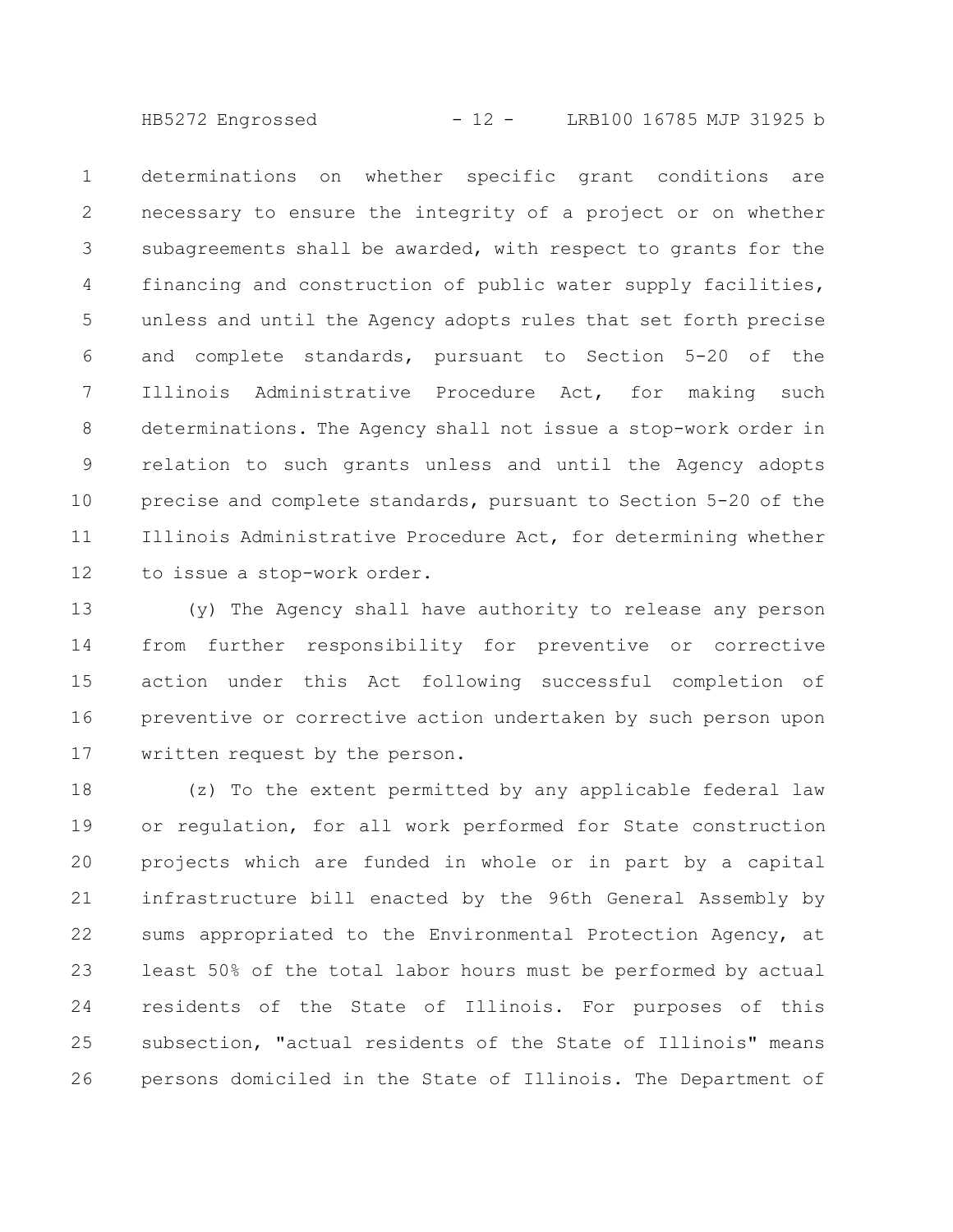determinations on whether specific grant conditions are necessary to ensure the integrity of a project or on whether subagreements shall be awarded, with respect to grants for the financing and construction of public water supply facilities, unless and until the Agency adopts rules that set forth precise and complete standards, pursuant to Section 5-20 of the Illinois Administrative Procedure Act, for making such determinations. The Agency shall not issue a stop-work order in relation to such grants unless and until the Agency adopts precise and complete standards, pursuant to Section 5-20 of the Illinois Administrative Procedure Act, for determining whether to issue a stop-work order.

(y) The Agency shall have authority to release any person from further responsibility for preventive or corrective action under this Act following successful completion of preventive or corrective action undertaken by such person upon written request by the person.

(z) To the extent permitted by any applicable federal law or regulation, for all work performed for State construction projects which are funded in whole or in part by a capital infrastructure bill enacted by the 96th General Assembly by sums appropriated to the Environmental Protection Agency, at least 50% of the total labor hours must be performed by actual residents of the State of Illinois. For purposes of this subsection, "actual residents of the State of Illinois" means persons domiciled in the State of Illinois. The Department of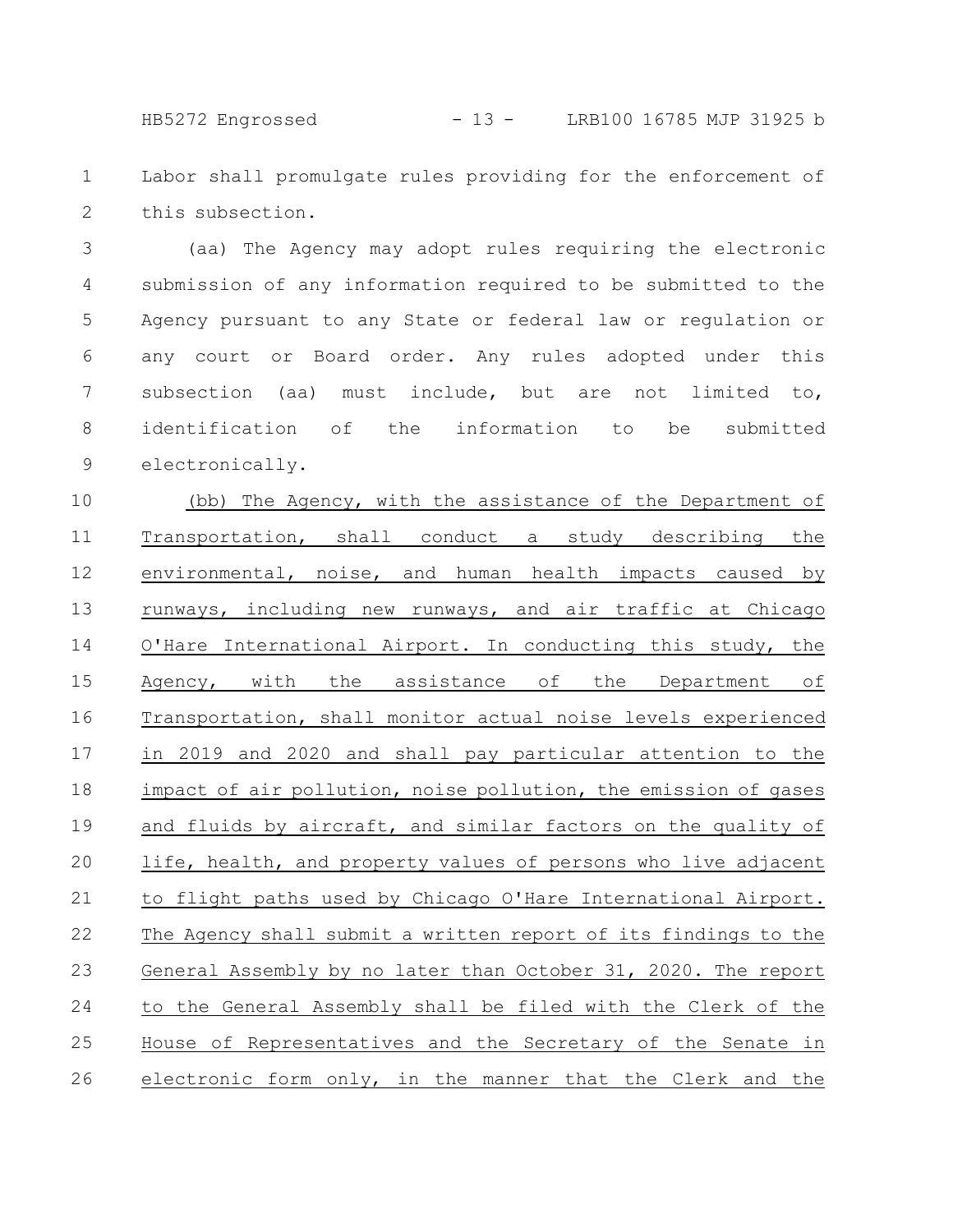Labor shall promulgate rules providing for the enforcement of this subsection.

(aa) The Agency may adopt rules requiring the electronic submission of any information required to be submitted to the Agency pursuant to any State or federal law or regulation or any court or Board order. Any rules adopted under this subsection (aa) must include, but are not limited to, identification of the information to be submitted electronically.

<u>(bb) The Agency, with the assistance of the Department of Transportation, shall conduct a study describing the environmental, noise, and human health impacts caused by runways, including new runways, and air traffic at Chicago O'Hare International Airport. In conducting this study, the Agency, with the assistance of the Department of Transportation, shall monitor actual noise levels experienced in 2019 and 2020 and shall pay particular attention to the impact of air pollution, noise pollution, the emission of gases and fluids by aircraft, and similar factors on the quality of life, health, and property values of persons who live adjacent to flight paths used by Chicago O'Hare International Airport. The Agency shall submit a written report of its findings to the General Assembly by no later than October 31, 2020. The report to the General Assembly shall be filed with the Clerk of the House of Representatives and the Secretary of the Senate in electronic form only, in the manner that the Clerk and the</u>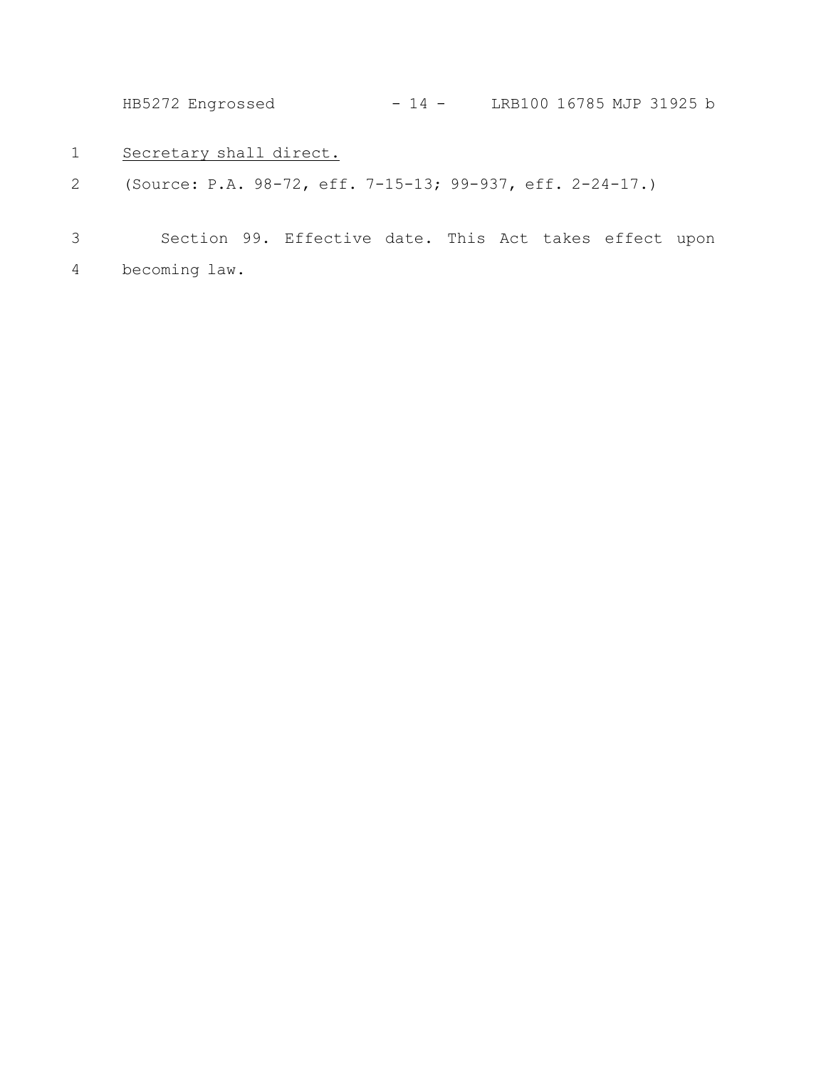Secretary shall direct.

(Source: P.A. 98-72, eff. 7-15-13; 99-937, eff. 2-24-17.)

Section 99. Effective date. This Act takes effect upon becoming law.